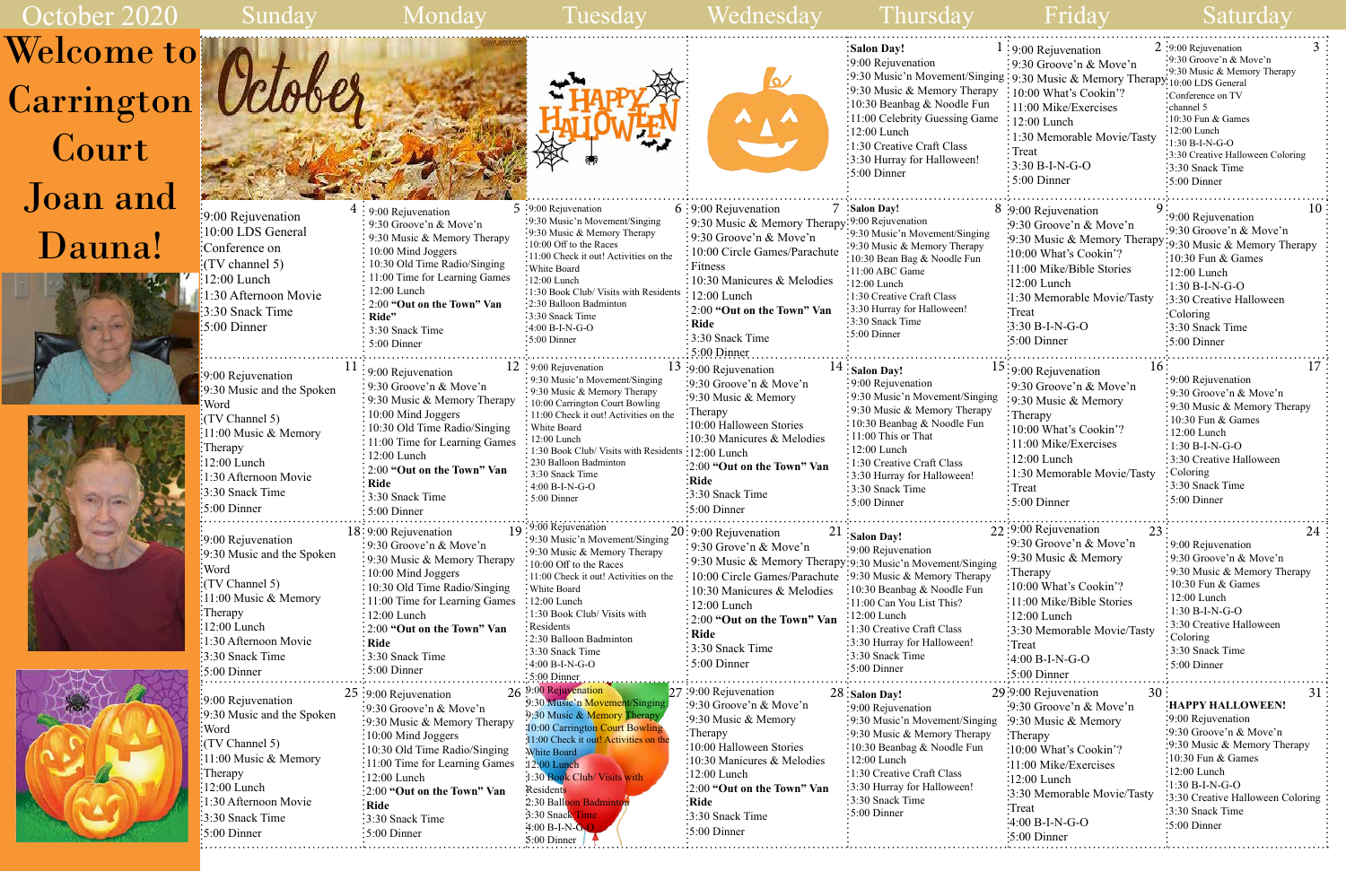# October 2020

## Welcome to Carrington Court Joan and Dauna!

| Sunday | Monday | Tuesday | Wednesday | Thursday | Friday | Saturday |
|---|---|---|---|---|---|---|
| October | | HAPPY HALLOWEEN | | **1** **Salon Day!** 9:00 Rejuvenation 9:30 Music'n Movement/Singing 9:30 Music & Memory Therapy 10:30 Beanbag & Noodle Fun 11:00 Celebrity Guessing Game 12:00 Lunch 1:30 Creative Craft Class 3:30 Hurray for Halloween! 5:00 Dinner | **2** 9:00 Rejuvenation 9:30 Groove'n & Move'n 9:30 Music & Memory Therapy 10:00 What's Cookin'? 11:00 Mike/Exercises 12:00 Lunch 1:30 Memorable Movie/Tasty Treat 3:30 B-I-N-G-O 5:00 Dinner | **3** 9:00 Rejuvenation 9:30 Groove'n & Move'n 9:30 Music & Memory Therapy 10:00 LDS General Conference on TV channel 5 10:30 Fun & Games 12:00 Lunch 1:30 B-I-N-G-O 3:30 Creative Halloween Coloring 3:30 Snack Time 5:00 Dinner |
| **4** 9:00 Rejuvenation 10:00 LDS General Conference on (TV channel 5) 12:00 Lunch 1:30 Afternoon Movie 3:30 Snack Time 5:00 Dinner | **5** 9:00 Rejuvenation 9:30 Groove'n & Move'n 9:30 Music & Memory Therapy 10:00 Mind Joggers 10:30 Old Time Radio/Singing 11:00 Time for Learning Games 12:00 Lunch 2:00 **"Out on the Town" Van Ride"** 3:30 Snack Time 5:00 Dinner | **6** 9:00 Rejuvenation 9:30 Music'n Movement/Singing 9:30 Music & Memory Therapy 10:00 Off to the Races 11:00 Check it out! Activities on the White Board 12:00 Lunch 1:30 Book Club/ Visits with Residents 2:30 Balloon Badminton 3:30 Snack Time 4:00 B-I-N-G-O 5:00 Dinner | **7** 9:00 Rejuvenation 9:30 Music & Memory Therapy 9:30 Groove'n & Move'n 10:00 Circle Games/Parachute Fitness 10:30 Manicures & Melodies 12:00 Lunch 2:00 **"Out on the Town" Van Ride** 3:30 Snack Time 5:00 Dinner | **8** **Salon Day!** 9:00 Rejuvenation 9:30 Music'n Movement/Singing 9:30 Music & Memory Therapy 10:30 Bean Bag & Noodle Fun 11:00 ABC Game 12:00 Lunch 1:30 Creative Craft Class 3:30 Hurray for Halloween! 3:30 Snack Time 5:00 Dinner | **9** 9:00 Rejuvenation 9:30 Groove'n & Move'n 9:30 Music & Memory Therapy 10:00 What's Cookin'? 11:00 Mike/Bible Stories 12:00 Lunch 1:30 Memorable Movie/Tasty Treat 3:30 B-I-N-G-O 5:00 Dinner | **10** 9:00 Rejuvenation 9:30 Groove'n & Move'n 9:30 Music & Memory Therapy 10:30 Fun & Games 12:00 Lunch 1:30 B-I-N-G-O 3:30 Creative Halloween Coloring 3:30 Snack Time 5:00 Dinner |
| **11** 9:00 Rejuvenation 9:30 Music and the Spoken Word (TV Channel 5) 11:00 Music & Memory Therapy 12:00 Lunch 1:30 Afternoon Movie 3:30 Snack Time 5:00 Dinner | **12** 9:00 Rejuvenation 9:30 Groove'n & Move'n 9:30 Music & Memory Therapy 10:00 Mind Joggers 10:30 Old Time Radio/Singing 11:00 Time for Learning Games 12:00 Lunch 2:00 **"Out on the Town" Van Ride** 3:30 Snack Time 5:00 Dinner | **13** 9:00 Rejuvenation 9:30 Music'n Movement/Singing 9:30 Music & Memory Therapy 10:00 Carrington Court Bowling 11:00 Check it out! Activities on the White Board 12:00 Lunch 1:30 Book Club/ Visits with Residents 230 Balloon Badminton 3:30 Snack Time 4:00 B-I-N-G-O 5:00 Dinner | **14** 9:00 Rejuvenation 9:30 Groove'n & Move'n 9:30 Music & Memory Therapy 10:00 Halloween Stories 10:30 Manicures & Melodies 12:00 Lunch 2:00 **"Out on the Town" Van Ride** 3:30 Snack Time 5:00 Dinner | **15** **Salon Day!** 9:00 Rejuvenation 9:30 Music'n Movement/Singing 9:30 Music & Memory Therapy 10:30 Beanbag & Noodle Fun 11:00 This or That 12:00 Lunch 1:30 Creative Craft Class 3:30 Hurray for Halloween! 3:30 Snack Time 5:00 Dinner | **16** 9:00 Rejuvenation 9:30 Groove'n & Move'n 9:30 Music & Memory Therapy 10:00 What's Cookin'? 11:00 Mike/Exercises 12:00 Lunch 1:30 Memorable Movie/Tasty Treat 5:00 Dinner | **17** 9:00 Rejuvenation 9:30 Groove'n & Move'n 9:30 Music & Memory Therapy 10:30 Fun & Games 12:00 Lunch 1:30 B-I-N-G-O 3:30 Creative Halloween Coloring 3:30 Snack Time 5:00 Dinner |
| **18** 9:00 Rejuvenation 9:30 Music and the Spoken Word (TV Channel 5) 11:00 Music & Memory Therapy 12:00 Lunch 1:30 Afternoon Movie 3:30 Snack Time 5:00 Dinner | **19** 9:00 Rejuvenation 9:30 Groove'n & Move'n 9:30 Music & Memory Therapy 10:00 Mind Joggers 10:30 Old Time Radio/Singing 11:00 Time for Learning Games 12:00 Lunch 2:00 **"Out on the Town" Van Ride** 3:30 Snack Time 5:00 Dinner | **20** 9:00 Rejuvenation 9:30 Music'n Movement/Singing 9:30 Music & Memory Therapy 10:00 Off to the Races 11:00 Check it out! Activities on the White Board 12:00 Lunch 1:30 Book Club/ Visits with Residents 2:30 Balloon Badminton 3:30 Snack Time 4:00 B-I-N-G-O 5:00 Dinner | **21** 9:00 Rejuvenation 9:30 Grove'n & Move'n 9:30 Music & Memory Therapy 10:00 Circle Games/Parachute 10:30 Manicures & Melodies 12:00 Lunch 2:00 **"Out on the Town" Van Ride** 3:30 Snack Time 5:00 Dinner | **22** **Salon Day!** 9:00 Rejuvenation 9:30 Music'n Movement/Singing 9:30 Music & Memory Therapy 10:30 Beanbag & Noodle Fun 11:00 Can You List This? 12:00 Lunch 1:30 Creative Craft Class 3:30 Hurray for Halloween! 3:30 Snack Time 5:00 Dinner | **23** 9:00 Rejuvenation 9:30 Groove'n & Move'n 9:30 Music & Memory Therapy 10:00 What's Cookin'? 11:00 Mike/Bible Stories 12:00 Lunch 3:30 Memorable Movie/Tasty Treat 4:00 B-I-N-G-O 5:00 Dinner | **24** 9:00 Rejuvenation 9:30 Groove'n & Move'n 9:30 Music & Memory Therapy 10:30 Fun & Games 12:00 Lunch 1:30 B-I-N-G-O 3:30 Creative Halloween Coloring 3:30 Snack Time 5:00 Dinner |
| **25** 9:00 Rejuvenation 9:30 Music and the Spoken Word (TV Channel 5) 11:00 Music & Memory Therapy 12:00 Lunch 1:30 Afternoon Movie 3:30 Snack Time 5:00 Dinner | **26** 9:00 Rejuvenation 9:30 Groove'n & Move'n 9:30 Music & Memory Therapy 10:00 Mind Joggers 10:30 Old Time Radio/Singing 11:00 Time for Learning Games 12:00 Lunch 2:00 **"Out on the Town" Van Ride** 3:30 Snack Time 5:00 Dinner | **27** 9:00 Rejuvenation 9:30 Music'n Movement/Singing 9:30 Music & Memory Therapy 10:00 Carrington Court Bowling 11:00 Check it out! Activities on the White Board 12:00 Lunch 1:30 Book Club/ Visits with Residents 2:30 Balloon Badminton 3:30 Snack Time 4:00 B-I-N-G-O 5:00 Dinner | **28** 9:00 Rejuvenation 9:30 Groove'n & Move'n 9:30 Music & Memory Therapy 10:00 Halloween Stories 10:30 Manicures & Melodies 12:00 Lunch 2:00 **"Out on the Town" Van Ride** 3:30 Snack Time 5:00 Dinner | **29** **Salon Day!** 9:00 Rejuvenation 9:30 Music'n Movement/Singing 9:30 Music & Memory Therapy 10:30 Beanbag & Noodle Fun 12:00 Lunch 1:30 Creative Craft Class 3:30 Hurray for Halloween! 3:30 Snack Time 5:00 Dinner | **30** 9:00 Rejuvenation 9:30 Groove'n & Move'n 9:30 Music & Memory Therapy 10:00 What's Cookin'? 11:00 Mike/Exercises 12:00 Lunch 3:30 Memorable Movie/Tasty Treat 4:00 B-I-N-G-O 5:00 Dinner | **31** **HAPPY HALLOWEEN!** 9:00 Rejuvenation 9:30 Groove'n & Move'n 9:30 Music & Memory Therapy 10:30 Fun & Games 12:00 Lunch 1:30 B-I-N-G-O 3:30 Creative Halloween Coloring 3:30 Snack Time 5:00 Dinner |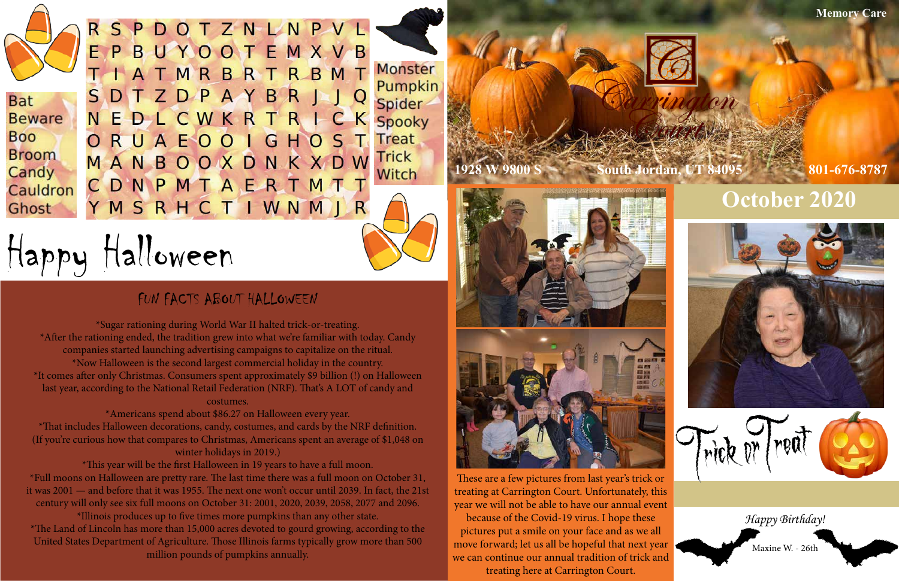| | | | | | | | | | | | |
|---|---|---|---|---|---|---|---|---|---|---|---|
| R | S | P | D | O | T | Z | N | L | N | P | V | L |
| E | P | B | U | Y | O | O | T | E | M | X | V | B |
| T | I | A | T | M | R | B | R | T | R | B | M | T |
| S | D | T | Z | D | P | A | Y | B | R | J | J | Q |
| N | E | D | L | C | W | K | R | T | R | I | C | K |
| O | R | U | A | E | O | O | I | G | H | O | S | T |
| M | A | N | B | O | O | X | D | N | K | X | D | W |
| C | D | N | P | M | T | A | E | R | T | M | T | T |
| Y | M | S | R | H | C | T | I | W | N | M | J | R |

Bat
Beware
Boo
Broom
Candy
Cauldron
Ghost

Monster
Pumpkin
Spider
Spooky
Treat
Trick
Witch

# Happy Halloween

## FUN FACTS ABOUT HALLOWEEN

*Sugar rationing during World War II halted trick-or-treating.
*After the rationing ended, the tradition grew into what we're familiar with today. Candy companies started launching advertising campaigns to capitalize on the ritual.
*Now Halloween is the second largest commercial holiday in the country.
*It comes after only Christmas. Consumers spent approximately $9 billion (!) on Halloween last year, according to the National Retail Federation (NRF). That's A LOT of candy and costumes.
*Americans spend about $86.27 on Halloween every year.
*That includes Halloween decorations, candy, costumes, and cards by the NRF definition. (If you're curious how that compares to Christmas, Americans spent an average of $1,048 on winter holidays in 2019.)
*This year will be the first Halloween in 19 years to have a full moon.
*Full moons on Halloween are pretty rare. The last time there was a full moon on October 31, it was 2001 — and before that it was 1955. The next one won't occur until 2039. In fact, the 21st century will only see six full moons on October 31: 2001, 2020, 2039, 2058, 2077 and 2096.
*Illinois produces up to five times more pumpkins than any other state.
*The Land of Lincoln has more than 15,000 acres devoted to gourd growing, according to the United States Department of Agriculture. Those Illinois farms typically grow more than 500 million pounds of pumpkins annually.

Memory Care

Carrington Court

1928 W 9800 S South Jordan, UT 84095 801-676-8787

## October 2020

These are a few pictures from last year's trick or treating at Carrington Court. Unfortunately, this year we will not be able to have our annual event because of the Covid-19 virus. I hope these pictures put a smile on your face and as we all move forward; let us all be hopeful that next year we can continue our annual tradition of trick and treating here at Carrington Court.

Trick or Treat

*Happy Birthday!*

Maxine W. - 26th